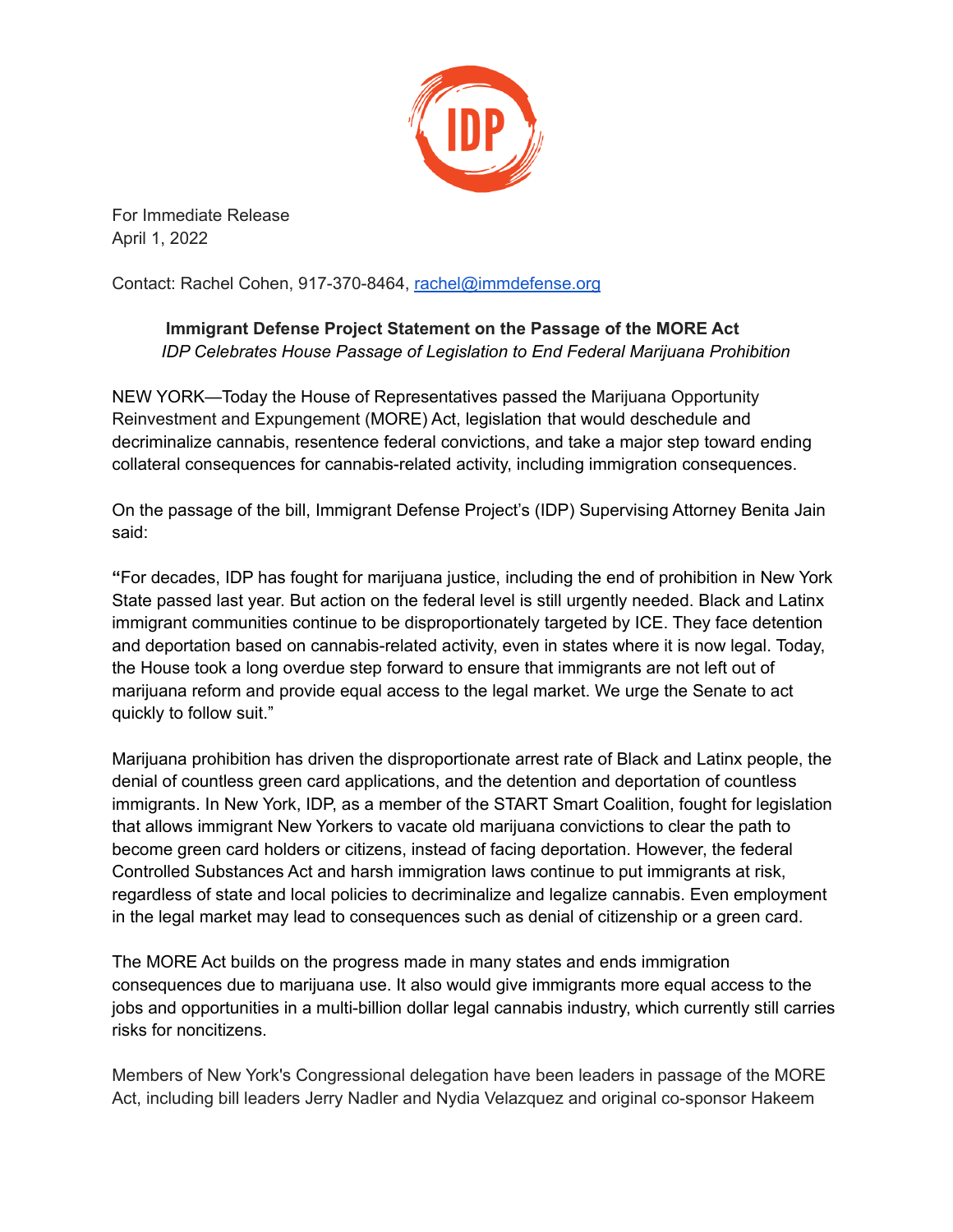For Immediate Release
April 1, 2022

Contact: Rachel Cohen, 917-370-8464, rachel@immdefense.org

**Immigrant Defense Project Statement on the Passage of the MORE Act**

*IDP Celebrates House Passage of Legislation to End Federal Marijuana Prohibition*

NEW YORK—Today the House of Representatives passed the Marijuana Opportunity Reinvestment and Expungement (MORE) Act, legislation that would deschedule and decriminalize cannabis, resentence federal convictions, and take a major step toward ending collateral consequences for cannabis-related activity, including immigration consequences.

On the passage of the bill, Immigrant Defense Project's (IDP) Supervising Attorney Benita Jain said:

**"**For decades, IDP has fought for marijuana justice, including the end of prohibition in New York State passed last year. But action on the federal level is still urgently needed. Black and Latinx immigrant communities continue to be disproportionately targeted by ICE. They face detention and deportation based on cannabis-related activity, even in states where it is now legal. Today, the House took a long overdue step forward to ensure that immigrants are not left out of marijuana reform and provide equal access to the legal market. We urge the Senate to act quickly to follow suit."

Marijuana prohibition has driven the disproportionate arrest rate of Black and Latinx people, the denial of countless green card applications, and the detention and deportation of countless immigrants. In New York, IDP, as a member of the START Smart Coalition, fought for legislation that allows immigrant New Yorkers to vacate old marijuana convictions to clear the path to become green card holders or citizens, instead of facing deportation. However, the federal Controlled Substances Act and harsh immigration laws continue to put immigrants at risk, regardless of state and local policies to decriminalize and legalize cannabis. Even employment in the legal market may lead to consequences such as denial of citizenship or a green card.

The MORE Act builds on the progress made in many states and ends immigration consequences due to marijuana use. It also would give immigrants more equal access to the jobs and opportunities in a multi-billion dollar legal cannabis industry, which currently still carries risks for noncitizens.

Members of New York's Congressional delegation have been leaders in passage of the MORE Act, including bill leaders Jerry Nadler and Nydia Velazquez and original co-sponsor Hakeem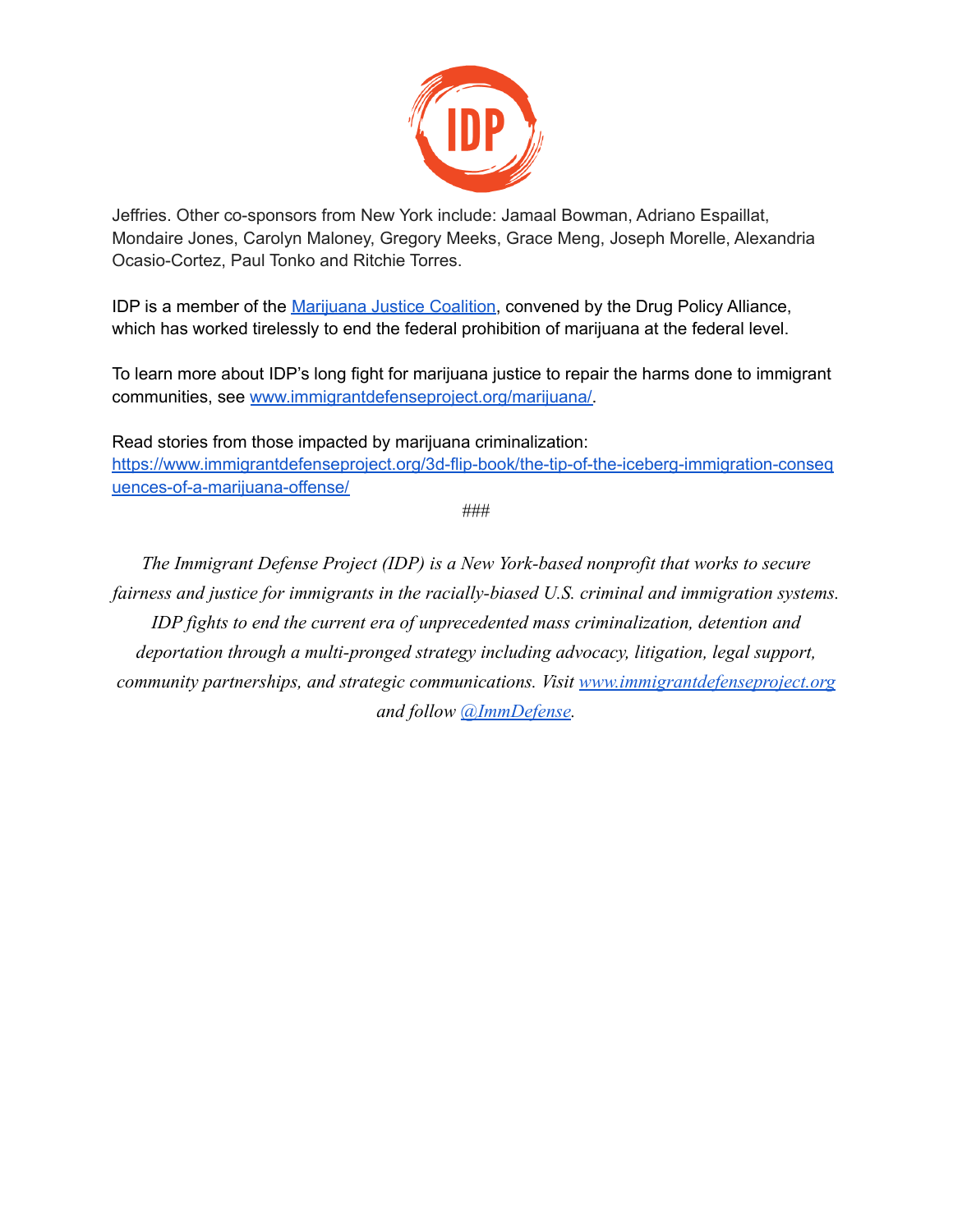Jeffries. Other co-sponsors from New York include: Jamaal Bowman, Adriano Espaillat, Mondaire Jones, Carolyn Maloney, Gregory Meeks, Grace Meng, Joseph Morelle, Alexandria Ocasio-Cortez, Paul Tonko and Ritchie Torres.

IDP is a member of the [Marijuana Justice Coalition](), convened by the Drug Policy Alliance, which has worked tirelessly to end the federal prohibition of marijuana at the federal level.

To learn more about IDP's long fight for marijuana justice to repair the harms done to immigrant communities, see [www.immigrantdefenseproject.org/marijuana/](www.immigrantdefenseproject.org/marijuana/).

Read stories from those impacted by marijuana criminalization: [https://www.immigrantdefenseproject.org/3d-flip-book/the-tip-of-the-iceberg-immigration-consequences-of-a-marijuana-offense/](https://www.immigrantdefenseproject.org/3d-flip-book/the-tip-of-the-iceberg-immigration-consequences-of-a-marijuana-offense/)

###

*The Immigrant Defense Project (IDP) is a New York-based nonprofit that works to secure fairness and justice for immigrants in the racially-biased U.S. criminal and immigration systems. IDP fights to end the current era of unprecedented mass criminalization, detention and deportation through a multi-pronged strategy including advocacy, litigation, legal support, community partnerships, and strategic communications. Visit [www.immigrantdefenseproject.org](www.immigrantdefenseproject.org) and follow [@ImmDefense]().*